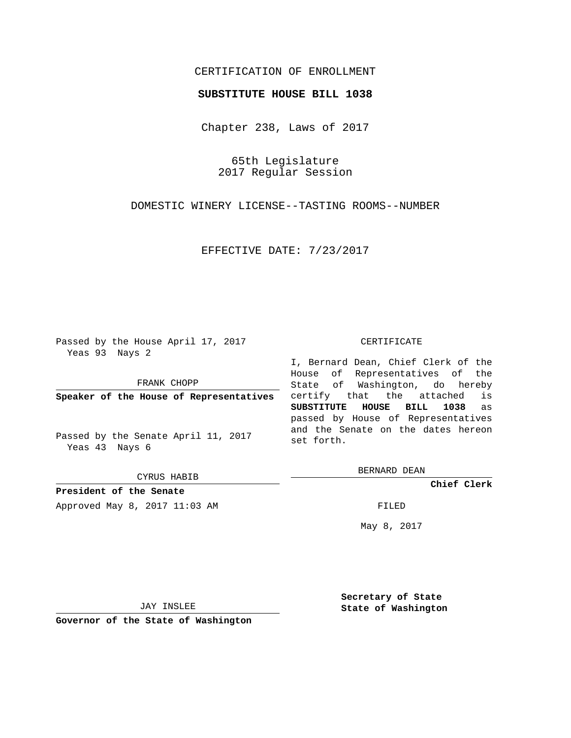CERTIFICATION OF ENROLLMENT

**SUBSTITUTE HOUSE BILL 1038**

Chapter 238, Laws of 2017

65th Legislature
2017 Regular Session

DOMESTIC WINERY LICENSE--TASTING ROOMS--NUMBER

EFFECTIVE DATE: 7/23/2017

Passed by the House April 17, 2017
Yeas 93 Nays 2

FRANK CHOPP

**Speaker of the House of Representatives**

Passed by the Senate April 11, 2017
Yeas 43 Nays 6

CYRUS HABIB

**President of the Senate**

Approved May 8, 2017 11:03 AM

CERTIFICATE

I, Bernard Dean, Chief Clerk of the House of Representatives of the State of Washington, do hereby certify that the attached is **SUBSTITUTE HOUSE BILL 1038** as passed by House of Representatives and the Senate on the dates hereon set forth.

BERNARD DEAN

**Chief Clerk**

FILED

May 8, 2017

JAY INSLEE

**Governor of the State of Washington**

**Secretary of State**
**State of Washington**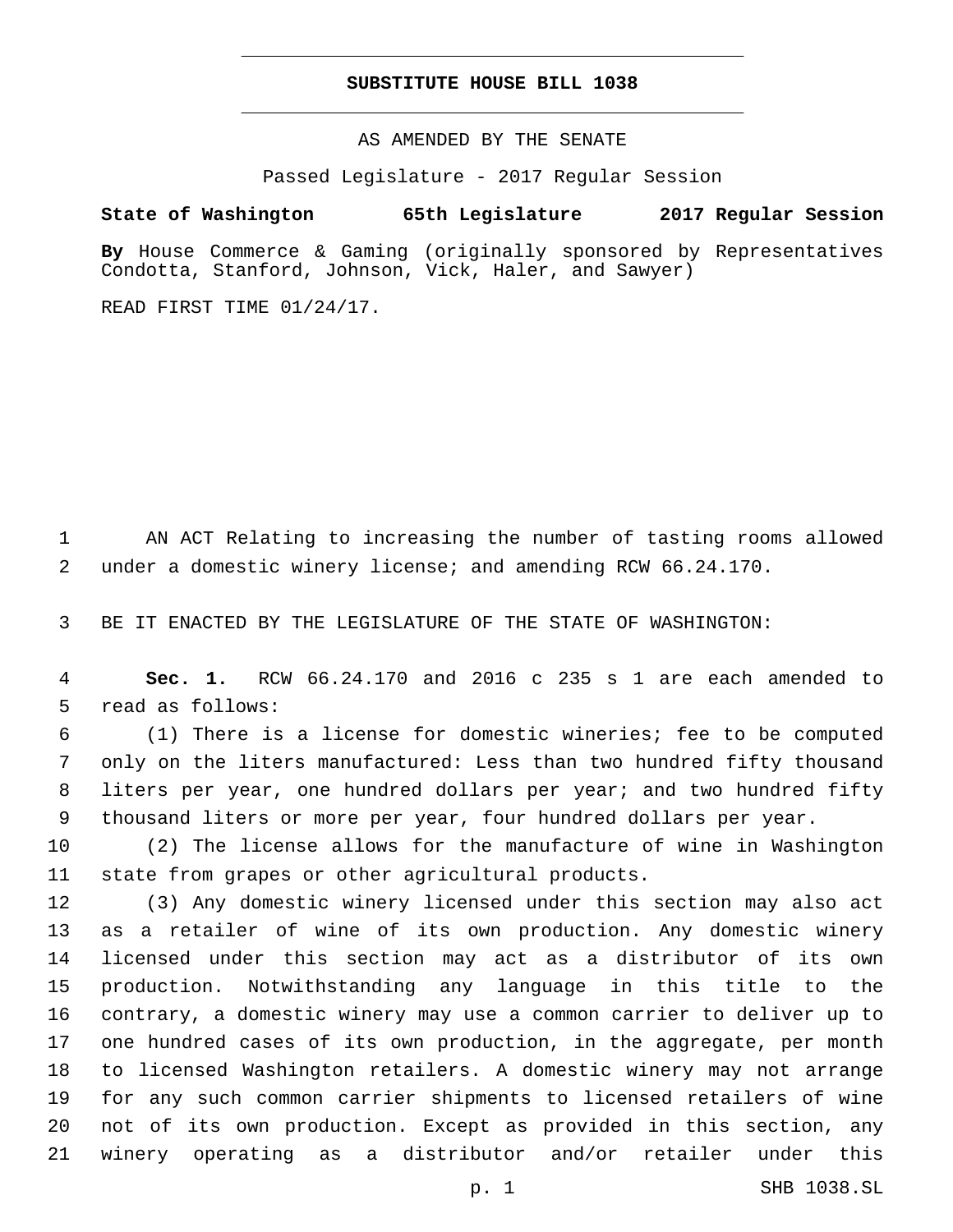# SUBSTITUTE HOUSE BILL 1038

AS AMENDED BY THE SENATE

Passed Legislature - 2017 Regular Session

**State of Washington 65th Legislature 2017 Regular Session**

**By** House Commerce & Gaming (originally sponsored by Representatives Condotta, Stanford, Johnson, Vick, Haler, and Sawyer)

READ FIRST TIME 01/24/17.

1 AN ACT Relating to increasing the number of tasting rooms allowed
2 under a domestic winery license; and amending RCW 66.24.170.

3 BE IT ENACTED BY THE LEGISLATURE OF THE STATE OF WASHINGTON:

4 **Sec. 1.** RCW 66.24.170 and 2016 c 235 s 1 are each amended to
5 read as follows:

6 (1) There is a license for domestic wineries; fee to be computed
7 only on the liters manufactured: Less than two hundred fifty thousand
8 liters per year, one hundred dollars per year; and two hundred fifty
9 thousand liters or more per year, four hundred dollars per year.

10 (2) The license allows for the manufacture of wine in Washington
11 state from grapes or other agricultural products.

12 (3) Any domestic winery licensed under this section may also act
13 as a retailer of wine of its own production. Any domestic winery
14 licensed under this section may act as a distributor of its own
15 production. Notwithstanding any language in this title to the
16 contrary, a domestic winery may use a common carrier to deliver up to
17 one hundred cases of its own production, in the aggregate, per month
18 to licensed Washington retailers. A domestic winery may not arrange
19 for any such common carrier shipments to licensed retailers of wine
20 not of its own production. Except as provided in this section, any
21 winery operating as a distributor and/or retailer under this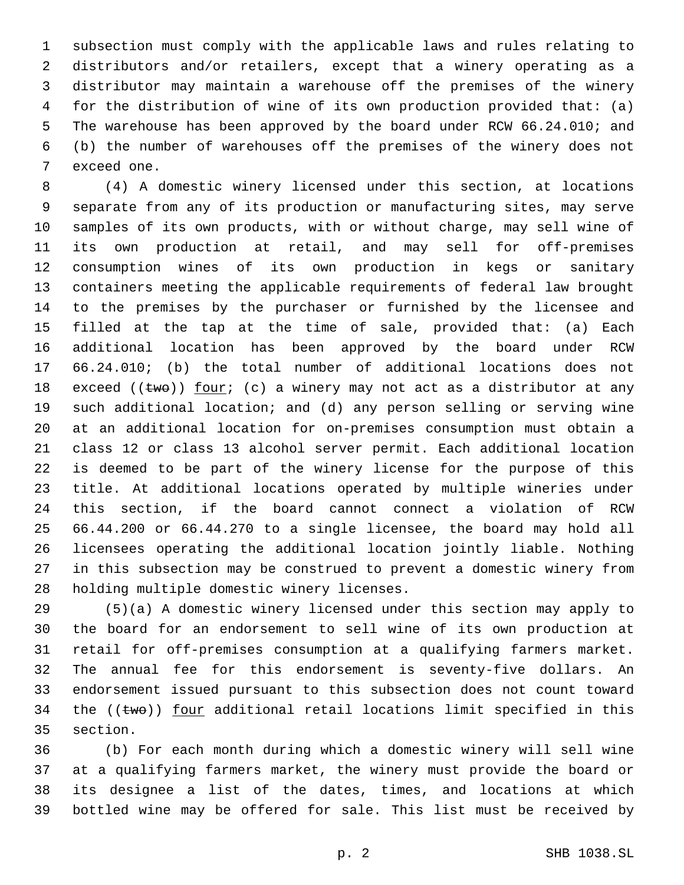subsection must comply with the applicable laws and rules relating to distributors and/or retailers, except that a winery operating as a distributor may maintain a warehouse off the premises of the winery for the distribution of wine of its own production provided that: (a) The warehouse has been approved by the board under RCW 66.24.010; and (b) the number of warehouses off the premises of the winery does not exceed one.

(4) A domestic winery licensed under this section, at locations separate from any of its production or manufacturing sites, may serve samples of its own products, with or without charge, may sell wine of its own production at retail, and may sell for off-premises consumption wines of its own production in kegs or sanitary containers meeting the applicable requirements of federal law brought to the premises by the purchaser or furnished by the licensee and filled at the tap at the time of sale, provided that: (a) Each additional location has been approved by the board under RCW 66.24.010; (b) the total number of additional locations does not exceed ((~~two~~)) <u>four</u>; (c) a winery may not act as a distributor at any such additional location; and (d) any person selling or serving wine at an additional location for on-premises consumption must obtain a class 12 or class 13 alcohol server permit. Each additional location is deemed to be part of the winery license for the purpose of this title. At additional locations operated by multiple wineries under this section, if the board cannot connect a violation of RCW 66.44.200 or 66.44.270 to a single licensee, the board may hold all licensees operating the additional location jointly liable. Nothing in this subsection may be construed to prevent a domestic winery from holding multiple domestic winery licenses.

(5)(a) A domestic winery licensed under this section may apply to the board for an endorsement to sell wine of its own production at retail for off-premises consumption at a qualifying farmers market. The annual fee for this endorsement is seventy-five dollars. An endorsement issued pursuant to this subsection does not count toward the ((~~two~~)) <u>four</u> additional retail locations limit specified in this section.

(b) For each month during which a domestic winery will sell wine at a qualifying farmers market, the winery must provide the board or its designee a list of the dates, times, and locations at which bottled wine may be offered for sale. This list must be received by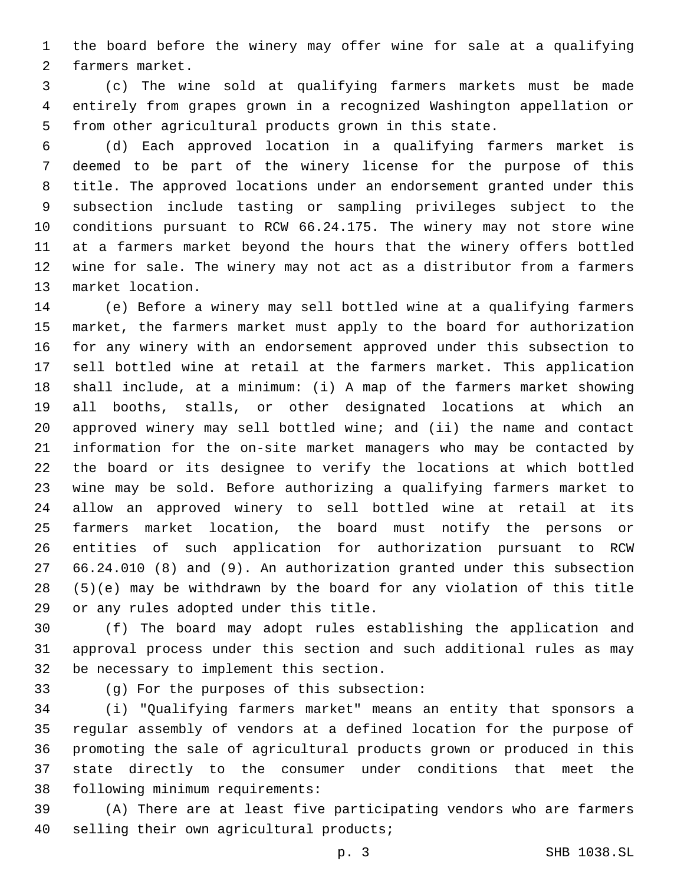the board before the winery may offer wine for sale at a qualifying farmers market.

(c) The wine sold at qualifying farmers markets must be made entirely from grapes grown in a recognized Washington appellation or from other agricultural products grown in this state.

(d) Each approved location in a qualifying farmers market is deemed to be part of the winery license for the purpose of this title. The approved locations under an endorsement granted under this subsection include tasting or sampling privileges subject to the conditions pursuant to RCW 66.24.175. The winery may not store wine at a farmers market beyond the hours that the winery offers bottled wine for sale. The winery may not act as a distributor from a farmers market location.

(e) Before a winery may sell bottled wine at a qualifying farmers market, the farmers market must apply to the board for authorization for any winery with an endorsement approved under this subsection to sell bottled wine at retail at the farmers market. This application shall include, at a minimum: (i) A map of the farmers market showing all booths, stalls, or other designated locations at which an approved winery may sell bottled wine; and (ii) the name and contact information for the on-site market managers who may be contacted by the board or its designee to verify the locations at which bottled wine may be sold. Before authorizing a qualifying farmers market to allow an approved winery to sell bottled wine at retail at its farmers market location, the board must notify the persons or entities of such application for authorization pursuant to RCW 66.24.010 (8) and (9). An authorization granted under this subsection (5)(e) may be withdrawn by the board for any violation of this title or any rules adopted under this title.

(f) The board may adopt rules establishing the application and approval process under this section and such additional rules as may be necessary to implement this section.

(g) For the purposes of this subsection:

(i) "Qualifying farmers market" means an entity that sponsors a regular assembly of vendors at a defined location for the purpose of promoting the sale of agricultural products grown or produced in this state directly to the consumer under conditions that meet the following minimum requirements:

(A) There are at least five participating vendors who are farmers selling their own agricultural products;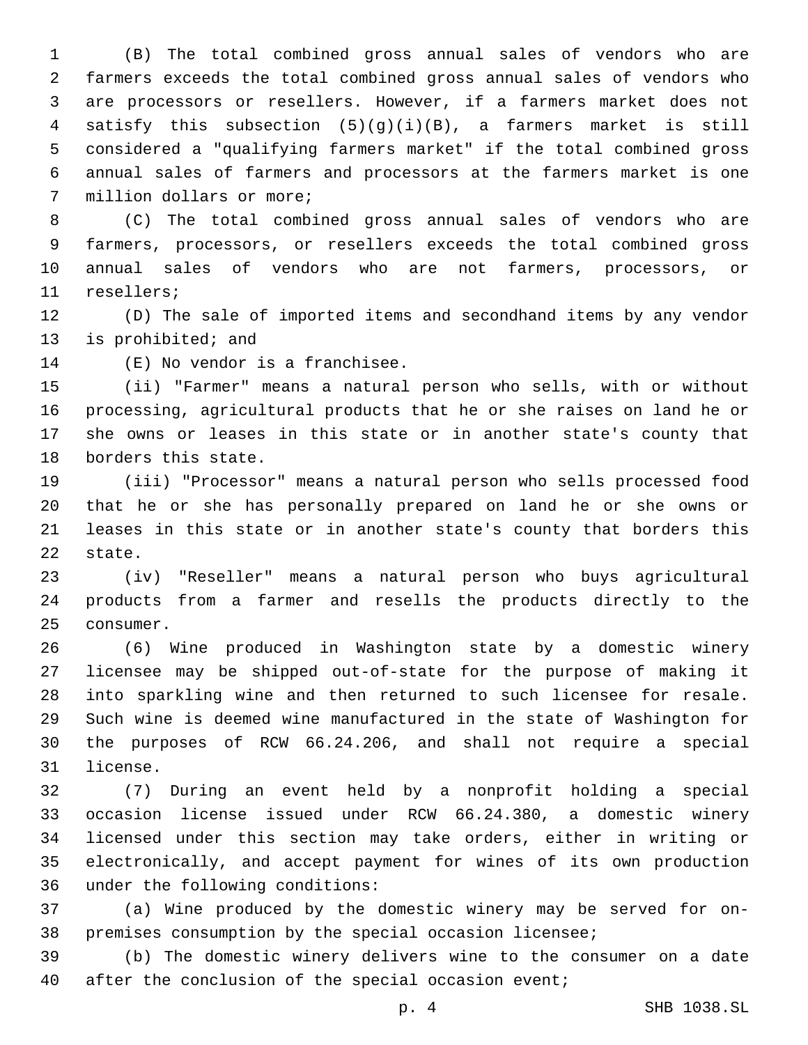(B) The total combined gross annual sales of vendors who are farmers exceeds the total combined gross annual sales of vendors who are processors or resellers. However, if a farmers market does not satisfy this subsection (5)(g)(i)(B), a farmers market is still considered a "qualifying farmers market" if the total combined gross annual sales of farmers and processors at the farmers market is one million dollars or more;

(C) The total combined gross annual sales of vendors who are farmers, processors, or resellers exceeds the total combined gross annual sales of vendors who are not farmers, processors, or resellers;

(D) The sale of imported items and secondhand items by any vendor is prohibited; and

(E) No vendor is a franchisee.

(ii) "Farmer" means a natural person who sells, with or without processing, agricultural products that he or she raises on land he or she owns or leases in this state or in another state's county that borders this state.

(iii) "Processor" means a natural person who sells processed food that he or she has personally prepared on land he or she owns or leases in this state or in another state's county that borders this state.

(iv) "Reseller" means a natural person who buys agricultural products from a farmer and resells the products directly to the consumer.

(6) Wine produced in Washington state by a domestic winery licensee may be shipped out-of-state for the purpose of making it into sparkling wine and then returned to such licensee for resale. Such wine is deemed wine manufactured in the state of Washington for the purposes of RCW 66.24.206, and shall not require a special license.

(7) During an event held by a nonprofit holding a special occasion license issued under RCW 66.24.380, a domestic winery licensed under this section may take orders, either in writing or electronically, and accept payment for wines of its own production under the following conditions:

(a) Wine produced by the domestic winery may be served for on-premises consumption by the special occasion licensee;

(b) The domestic winery delivers wine to the consumer on a date after the conclusion of the special occasion event;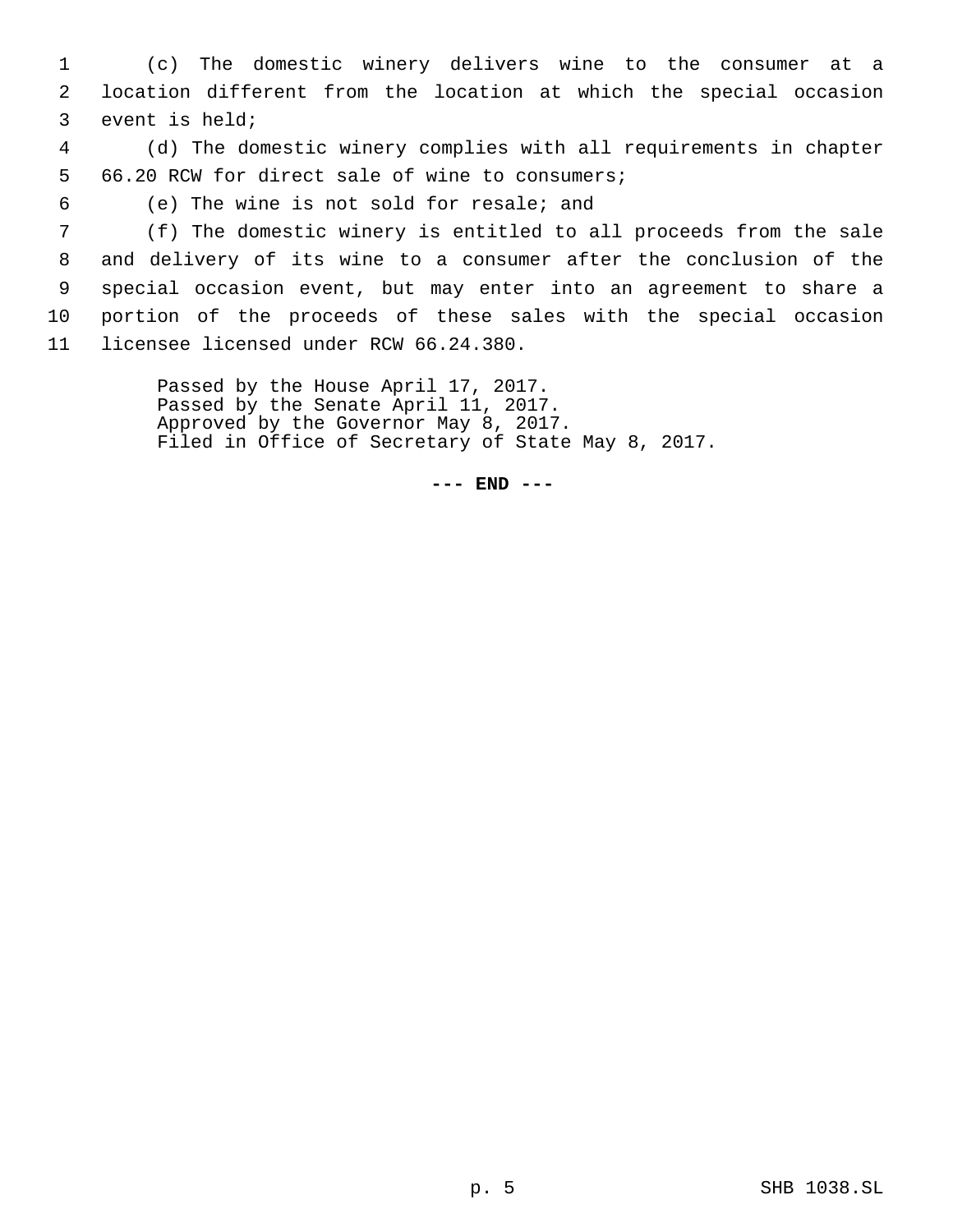(c) The domestic winery delivers wine to the consumer at a location different from the location at which the special occasion event is held;

(d) The domestic winery complies with all requirements in chapter 66.20 RCW for direct sale of wine to consumers;

(e) The wine is not sold for resale; and

(f) The domestic winery is entitled to all proceeds from the sale and delivery of its wine to a consumer after the conclusion of the special occasion event, but may enter into an agreement to share a portion of the proceeds of these sales with the special occasion licensee licensed under RCW 66.24.380.

Passed by the House April 17, 2017.
Passed by the Senate April 11, 2017.
Approved by the Governor May 8, 2017.
Filed in Office of Secretary of State May 8, 2017.

**--- END ---**